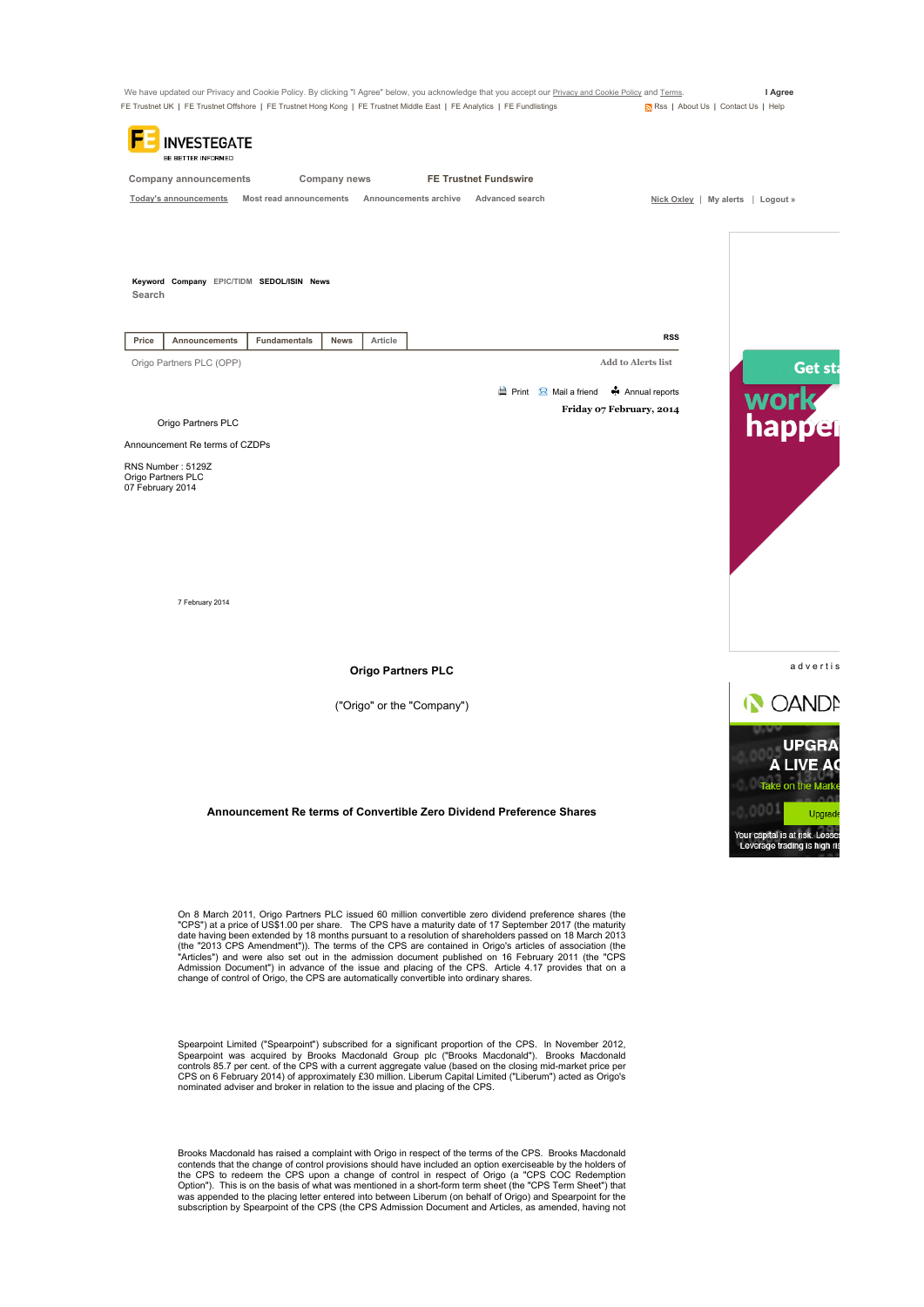Origo Partners PLC

Announcement Re terms of CZDPs

RNS Number : 5129Z
Origo Partners PLC
07 February 2014

7 February 2014

**Origo Partners PLC**

("Origo" or the "Company")

**Announcement Re terms of Convertible Zero Dividend Preference Shares**

On 8 March 2011, Origo Partners PLC issued 60 million convertible zero dividend preference shares (the "CPS") at a price of US$1.00 per share. The CPS have a maturity date of 17 September 2017 (the maturity date having been extended by 18 months pursuant to a resolution of shareholders passed on 18 March 2013 (the "2013 CPS Amendment")). The terms of the CPS are contained in Origo's articles of association (the "Articles") and were also set out in the admission document published on 16 February 2011 (the "CPS Admission Document") in advance of the issue and placing of the CPS. Article 4.17 provides that on a change of control of Origo, the CPS are automatically convertible into ordinary shares.

Spearpoint Limited ("Spearpoint") subscribed for a significant proportion of the CPS. In November 2012, Spearpoint was acquired by Brooks Macdonald Group plc ("Brooks Macdonald"). Brooks Macdonald controls 85.7 per cent. of the CPS with a current aggregate value (based on the closing mid-market price per CPS on 6 February 2014) of approximately £30 million. Liberum Capital Limited ("Liberum") acted as Origo's nominated adviser and broker in relation to the issue and placing of the CPS.

Brooks Macdonald has raised a complaint with Origo in respect of the terms of the CPS. Brooks Macdonald contends that the change of control provisions should have included an option exerciseable by the holders of the CPS to redeem the CPS upon a change of control in respect of Origo (a "CPS COC Redemption Option"). This is on the basis of what was mentioned in a short-form term sheet (the "CPS Term Sheet") that was appended to the placing letter entered into between Liberum (on behalf of Origo) and Spearpoint for the subscription by Spearpoint of the CPS (the CPS Admission Document and Articles, as amended, having not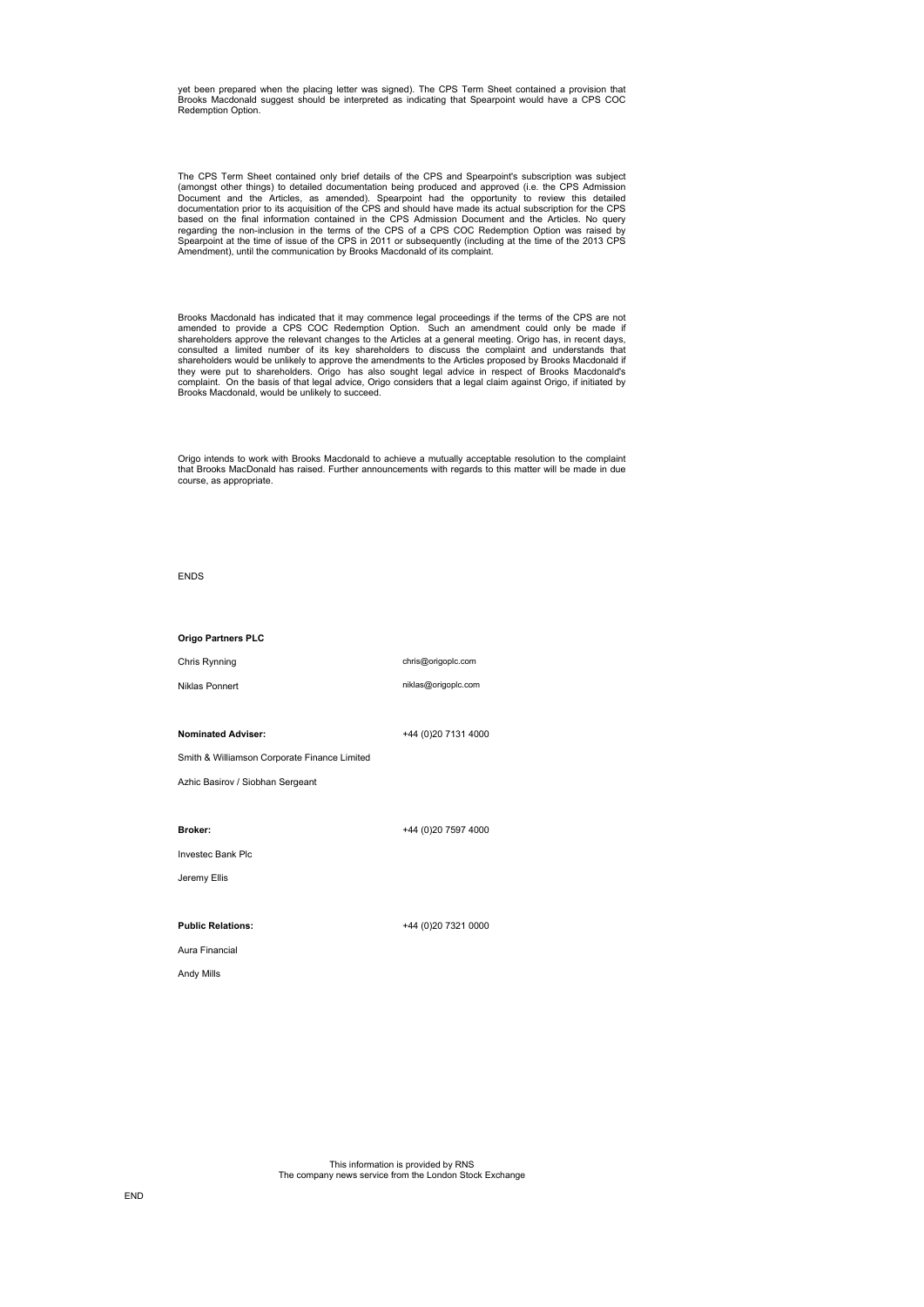yet been prepared when the placing letter was signed). The CPS Term Sheet contained a provision that Brooks Macdonald suggest should be interpreted as indicating that Spearpoint would have a CPS COC Redemption Option.

The CPS Term Sheet contained only brief details of the CPS and Spearpoint's subscription was subject (amongst other things) to detailed documentation being produced and approved (i.e. the CPS Admission Document and the Articles, as amended). Spearpoint had the opportunity to review this detailed documentation prior to its acquisition of the CPS and should have made its actual subscription for the CPS based on the final information contained in the CPS Admission Document and the Articles. No query regarding the non-inclusion in the terms of the CPS of a CPS COC Redemption Option was raised by Spearpoint at the time of issue of the CPS in 2011 or subsequently (including at the time of the 2013 CPS Amendment), until the communication by Brooks Macdonald of its complaint.

Brooks Macdonald has indicated that it may commence legal proceedings if the terms of the CPS are not amended to provide a CPS COC Redemption Option. Such an amendment could only be made if shareholders approve the relevant changes to the Articles at a general meeting. Origo has, in recent days, consulted a limited number of its key shareholders to discuss the complaint and understands that shareholders would be unlikely to approve the amendments to the Articles proposed by Brooks Macdonald if they were put to shareholders. Origo has also sought legal advice in respect of Brooks Macdonald's complaint. On the basis of that legal advice, Origo considers that a legal claim against Origo, if initiated by Brooks Macdonald, would be unlikely to succeed.

Origo intends to work with Brooks Macdonald to achieve a mutually acceptable resolution to the complaint that Brooks MacDonald has raised. Further announcements with regards to this matter will be made in due course, as appropriate.

ENDS

**Origo Partners PLC**

| | |
|---|---|
| Chris Rynning | chris@origoplc.com |
| Niklas Ponnert | niklas@origoplc.com |
| | |
| **Nominated Adviser:** | +44 (0)20 7131 4000 |
| Smith & Williamson Corporate Finance Limited | |
| Azhic Basirov / Siobhan Sergeant | |
| | |
| **Broker:** | +44 (0)20 7597 4000 |
| Investec Bank Plc | |
| Jeremy Ellis | |
| | |
| **Public Relations:** | +44 (0)20 7321 0000 |
| Aura Financial | |
| Andy Mills | |

This information is provided by RNS
The company news service from the London Stock Exchange

END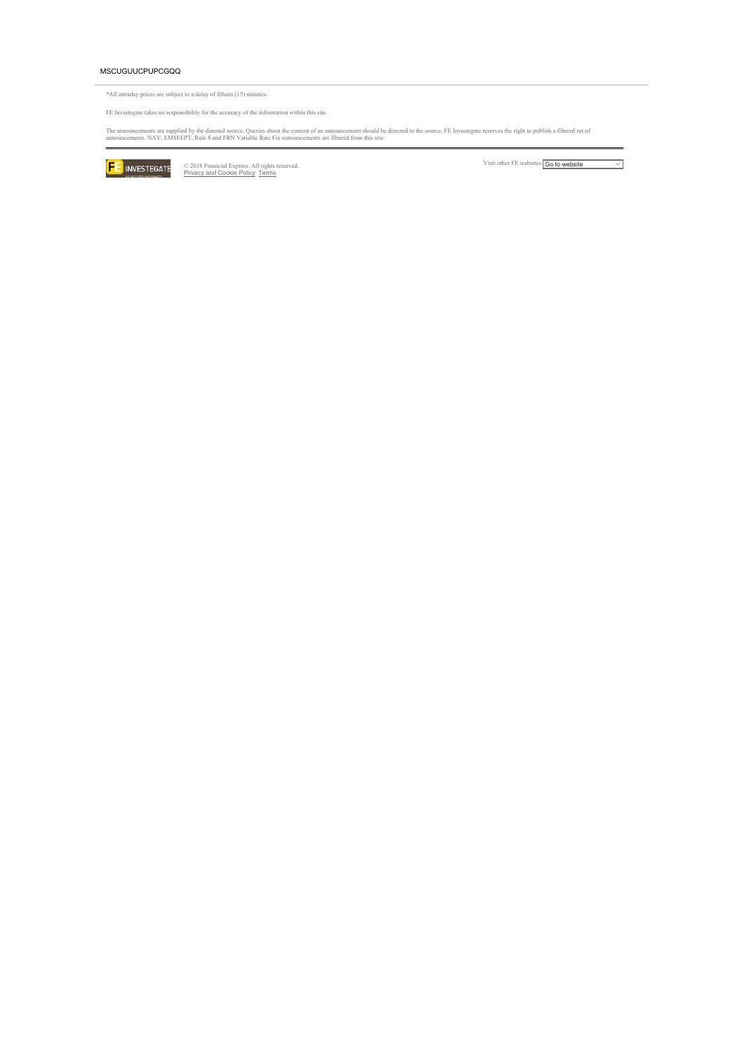MSCUGUUCPUPCGQQ

*All intraday prices are subject to a delay of fifteen (15) minutes.

FE Investegate takes no responsibility for the accuracy of the information within this site.

The announcements are supplied by the denoted source. Queries about the content of an announcement should be directed to the source. FE Investegate reserves the right to publish a filtered set of announcements. NAV, EMM/EPT, Rule 8 and FRN Variable Rate Fix announcements are filtered from this site.

© 2018 Financial Express. All rights reserved.
Privacy and Cookie Policy Terms

Visit other FE websites Go to website